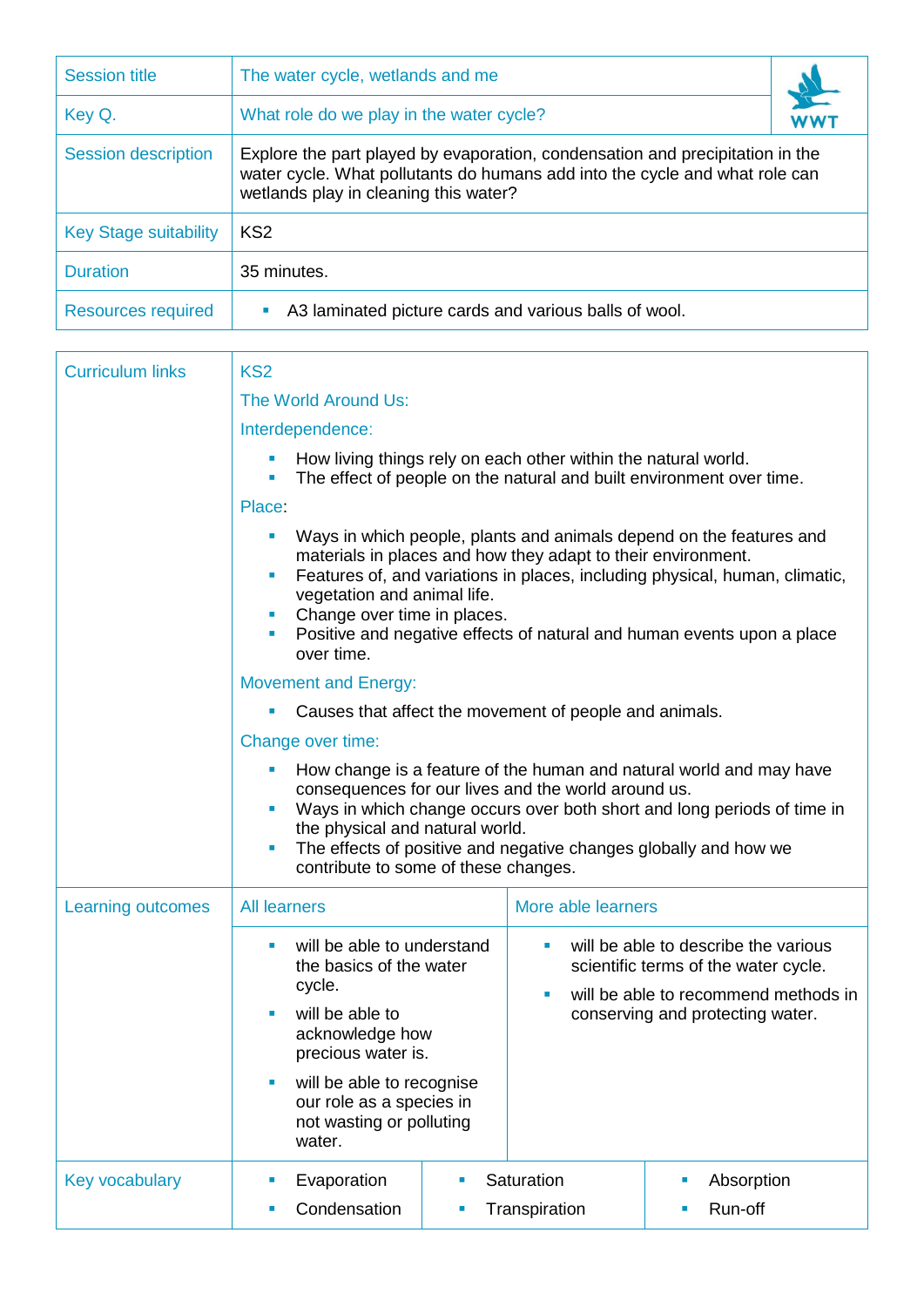| Session title | The water cycle, wetlands and me |
| --- | --- |
| Key Q. | What role do we play in the water cycle? |
| Session description | Explore the part played by evaporation, condensation and precipitation in the water cycle. What pollutants do humans add into the cycle and what role can wetlands play in cleaning this water? |
| Key Stage suitability | KS2 |
| Duration | 35 minutes. |
| Resources required | ▪ A3 laminated picture cards and various balls of wool. |

**Curriculum links**

KS2

The World Around Us:

Interdependence:

- How living things rely on each other within the natural world.
- The effect of people on the natural and built environment over time.

Place:

- Ways in which people, plants and animals depend on the features and materials in places and how they adapt to their environment.
- Features of, and variations in places, including physical, human, climatic, vegetation and animal life.
- Change over time in places.
- Positive and negative effects of natural and human events upon a place over time.

Movement and Energy:

- Causes that affect the movement of people and animals.

Change over time:

- How change is a feature of the human and natural world and may have consequences for our lives and the world around us.
- Ways in which change occurs over both short and long periods of time in the physical and natural world.
- The effects of positive and negative changes globally and how we contribute to some of these changes.

**Learning outcomes**

| All learners | More able learners |
| --- | --- |
| ▪ will be able to understand the basics of the water cycle.<br>▪ will be able to acknowledge how precious water is.<br>▪ will be able to recognise our role as a species in not wasting or polluting water. | ▪ will be able to describe the various scientific terms of the water cycle.<br>▪ will be able to recommend methods in conserving and protecting water. |

**Key vocabulary**

| | | |
| --- | --- | --- |
| Evaporation | Saturation | Absorption |
| Condensation | Transpiration | Run-off |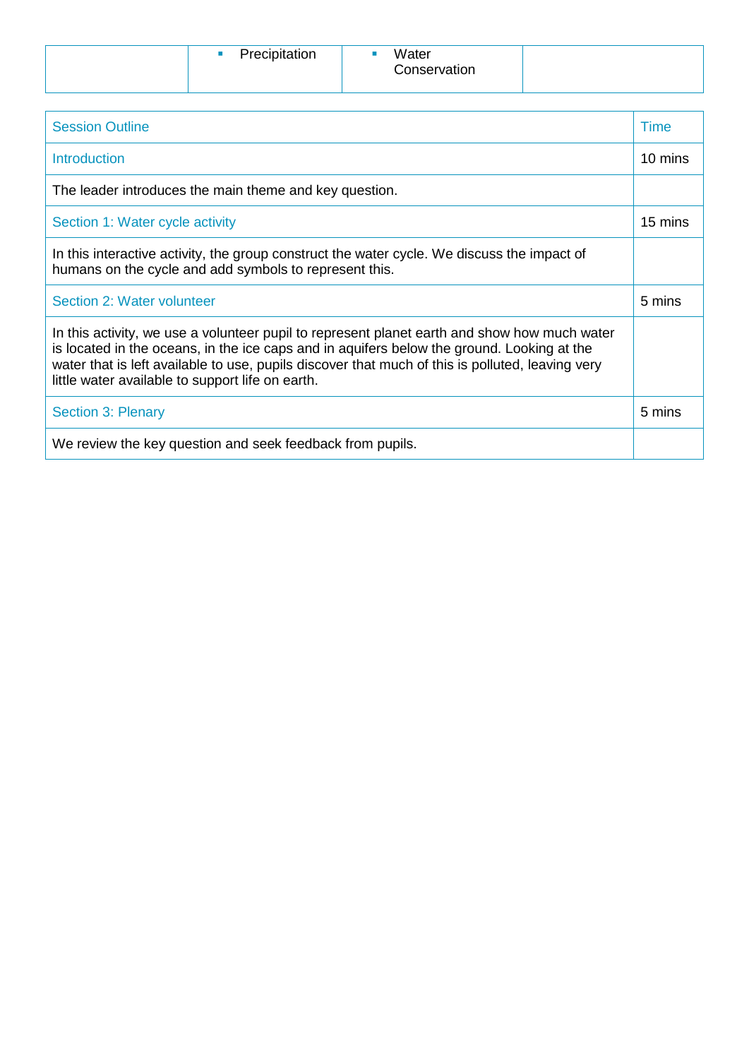| | | | |
|---|---|---|---|
| | ▪ Precipitation | ▪ Water Conservation | |

| Session Outline | Time |
|---|---|
| Introduction | 10 mins |
| The leader introduces the main theme and key question. | |
| Section 1: Water cycle activity | 15 mins |
| In this interactive activity, the group construct the water cycle. We discuss the impact of humans on the cycle and add symbols to represent this. | |
| Section 2: Water volunteer | 5 mins |
| In this activity, we use a volunteer pupil to represent planet earth and show how much water is located in the oceans, in the ice caps and in aquifers below the ground. Looking at the water that is left available to use, pupils discover that much of this is polluted, leaving very little water available to support life on earth. | |
| Section 3: Plenary | 5 mins |
| We review the key question and seek feedback from pupils. | |